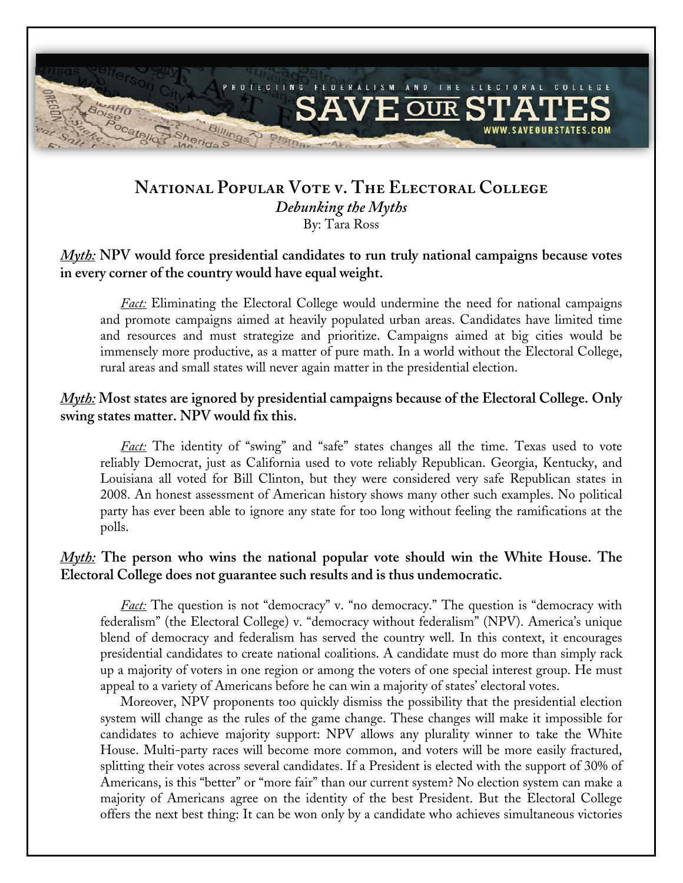PROTECTING FEDERALISM AND THE ELECTORAL COLLEGE

SAVE OUR STATES

WWW.SAVEOURSTATES.COM

# National Popular Vote v. The Electoral College

***Debunking the Myths***

By: Tara Ross

***Myth:*** **NPV would force presidential candidates to run truly national campaigns because votes in every corner of the country would have equal weight.**

*Fact:* Eliminating the Electoral College would undermine the need for national campaigns and promote campaigns aimed at heavily populated urban areas. Candidates have limited time and resources and must strategize and prioritize. Campaigns aimed at big cities would be immensely more productive, as a matter of pure math. In a world without the Electoral College, rural areas and small states will never again matter in the presidential election.

***Myth:*** **Most states are ignored by presidential campaigns because of the Electoral College. Only swing states matter. NPV would fix this.**

*Fact:* The identity of "swing" and "safe" states changes all the time. Texas used to vote reliably Democrat, just as California used to vote reliably Republican. Georgia, Kentucky, and Louisiana all voted for Bill Clinton, but they were considered very safe Republican states in 2008. An honest assessment of American history shows many other such examples. No political party has ever been able to ignore any state for too long without feeling the ramifications at the polls.

***Myth:*** **The person who wins the national popular vote should win the White House. The Electoral College does not guarantee such results and is thus undemocratic.**

*Fact:* The question is not "democracy" v. "no democracy." The question is "democracy with federalism" (the Electoral College) v. "democracy without federalism" (NPV). America's unique blend of democracy and federalism has served the country well. In this context, it encourages presidential candidates to create national coalitions. A candidate must do more than simply rack up a majority of voters in one region or among the voters of one special interest group. He must appeal to a variety of Americans before he can win a majority of states' electoral votes.

Moreover, NPV proponents too quickly dismiss the possibility that the presidential election system will change as the rules of the game change. These changes will make it impossible for candidates to achieve majority support: NPV allows any plurality winner to take the White House. Multi-party races will become more common, and voters will be more easily fractured, splitting their votes across several candidates. If a President is elected with the support of 30% of Americans, is this "better" or "more fair" than our current system? No election system can make a majority of Americans agree on the identity of the best President. But the Electoral College offers the next best thing: It can be won only by a candidate who achieves simultaneous victories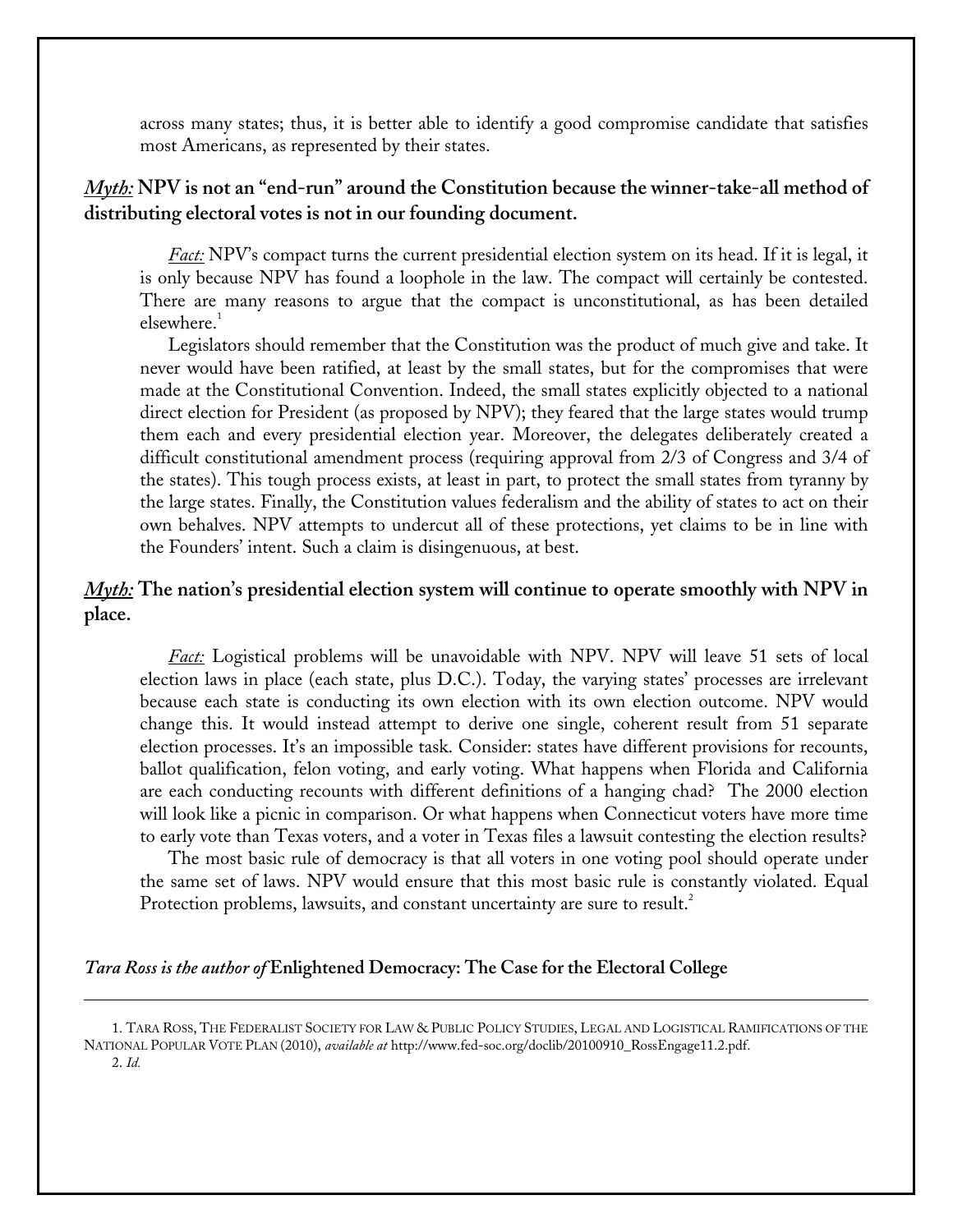across many states; thus, it is better able to identify a good compromise candidate that satisfies most Americans, as represented by their states.

***Myth:* NPV is not an "end-run" around the Constitution because the winner-take-all method of distributing electoral votes is not in our founding document.**

*Fact:* NPV's compact turns the current presidential election system on its head. If it is legal, it is only because NPV has found a loophole in the law. The compact will certainly be contested. There are many reasons to argue that the compact is unconstitutional, as has been detailed elsewhere.[1]

Legislators should remember that the Constitution was the product of much give and take. It never would have been ratified, at least by the small states, but for the compromises that were made at the Constitutional Convention. Indeed, the small states explicitly objected to a national direct election for President (as proposed by NPV); they feared that the large states would trump them each and every presidential election year. Moreover, the delegates deliberately created a difficult constitutional amendment process (requiring approval from 2/3 of Congress and 3/4 of the states). This tough process exists, at least in part, to protect the small states from tyranny by the large states. Finally, the Constitution values federalism and the ability of states to act on their own behalves. NPV attempts to undercut all of these protections, yet claims to be in line with the Founders' intent. Such a claim is disingenuous, at best.

***Myth:* The nation's presidential election system will continue to operate smoothly with NPV in place.**

*Fact:* Logistical problems will be unavoidable with NPV. NPV will leave 51 sets of local election laws in place (each state, plus D.C.). Today, the varying states' processes are irrelevant because each state is conducting its own election with its own election outcome. NPV would change this. It would instead attempt to derive one single, coherent result from 51 separate election processes. It's an impossible task. Consider: states have different provisions for recounts, ballot qualification, felon voting, and early voting. What happens when Florida and California are each conducting recounts with different definitions of a hanging chad? The 2000 election will look like a picnic in comparison. Or what happens when Connecticut voters have more time to early vote than Texas voters, and a voter in Texas files a lawsuit contesting the election results?

The most basic rule of democracy is that all voters in one voting pool should operate under the same set of laws. NPV would ensure that this most basic rule is constantly violated. Equal Protection problems, lawsuits, and constant uncertainty are sure to result.[2]

*Tara Ross is the author of* **Enlightened Democracy: The Case for the Electoral College**

---

1. TARA ROSS, THE FEDERALIST SOCIETY FOR LAW & PUBLIC POLICY STUDIES, LEGAL AND LOGISTICAL RAMIFICATIONS OF THE NATIONAL POPULAR VOTE PLAN (2010), *available at* http://www.fed-soc.org/doclib/20100910_RossEngage11.2.pdf.
2. *Id.*